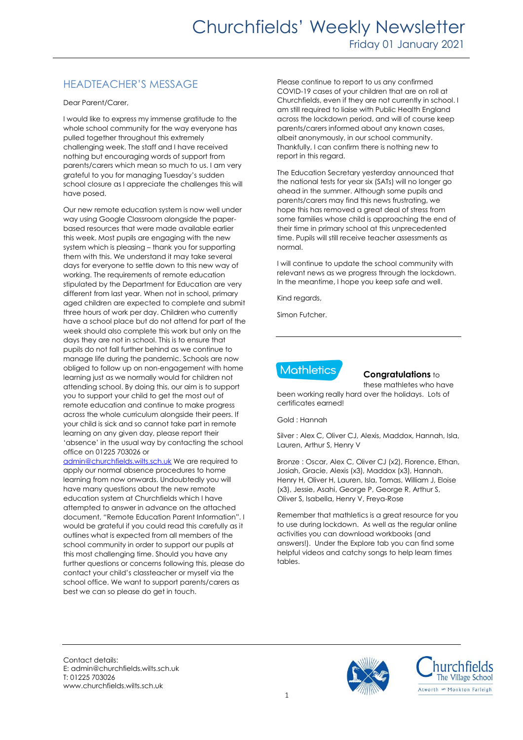# Churchfields' Weekly Newsletter

Friday 01 January 2021

## HEADTEACHER'S MESSAGE

Dear Parent/Carer,

I would like to express my immense gratitude to the whole school community for the way everyone has pulled together throughout this extremely challenging week. The staff and I have received nothing but encouraging words of support from parents/carers which mean so much to us. I am very grateful to you for managing Tuesday's sudden school closure as I appreciate the challenges this will have posed.

Our new remote education system is now well under way using Google Classroom alongside the paper-based resources that were made available earlier this week. Most pupils are engaging with the new system which is pleasing – thank you for supporting them with this. We understand it may take several days for everyone to settle down to this new way of working. The requirements of remote education stipulated by the Department for Education are very different from last year. When not in school, primary aged children are expected to complete and submit three hours of work per day. Children who currently have a school place but do not attend for part of the week should also complete this work but only on the days they are not in school. This is to ensure that pupils do not fall further behind as we continue to manage life during the pandemic. Schools are now obliged to follow up on non-engagement with home learning just as we normally would for children not attending school. By doing this, our aim is to support you to support your child to get the most out of remote education and continue to make progress across the whole curriculum alongside their peers. If your child is sick and so cannot take part in remote learning on any given day, please report their 'absence' in the usual way by contacting the school office on 01225 703026 or admin@churchfields.wilts.sch.uk We are required to apply our normal absence procedures to home learning from now onwards. Undoubtedly you will have many questions about the new remote education system at Churchfields which I have attempted to answer in advance on the attached document, "Remote Education Parent Information". I would be grateful if you could read this carefully as it outlines what is expected from all members of the school community in order to support our pupils at this most challenging time. Should you have any further questions or concerns following this, please do contact your child's classteacher or myself via the school office. We want to support parents/carers as best we can so please do get in touch.

Please continue to report to us any confirmed COVID-19 cases of your children that are on roll at Churchfields, even if they are not currently in school. I am still required to liaise with Public Health England across the lockdown period, and will of course keep parents/carers informed about any known cases, albeit anonymously, in our school community. Thankfully, I can confirm there is nothing new to report in this regard.

The Education Secretary yesterday announced that the national tests for year six (SATs) will no longer go ahead in the summer. Although some pupils and parents/carers may find this news frustrating, we hope this has removed a great deal of stress from some families whose child is approaching the end of their time in primary school at this unprecedented time. Pupils will still receive teacher assessments as normal.

I will continue to update the school community with relevant news as we progress through the lockdown. In the meantime, I hope you keep safe and well.

Kind regards,

Simon Futcher.

---

## Mathletics

**Congratulations** to these mathletes who have been working really hard over the holidays. Lots of certificates earned!

Gold : Hannah

Silver : Alex C, Oliver CJ, Alexis, Maddox, Hannah, Isla, Lauren, Arthur S, Henry V

Bronze : Oscar, Alex C, Oliver CJ (x2), Florence, Ethan, Josiah, Gracie, Alexis (x3), Maddox (x3), Hannah, Henry H, Oliver H, Lauren, Isla, Tomas, William J, Eloise (x3), Jessie, Asahi, George P, George R, Arthur S, Oliver S, Isabella, Henry V, Freya-Rose

Remember that mathletics is a great resource for you to use during lockdown. As well as the regular online activities you can download workbooks (and answers!). Under the Explore tab you can find some helpful videos and catchy songs to help learn times tables.

---

Contact details:
E: admin@churchfields.wilts.sch.uk
T: 01225 703026
www.churchfields.wilts.sch.uk

Churchfields The Village School
Atworth & Monkton Farleigh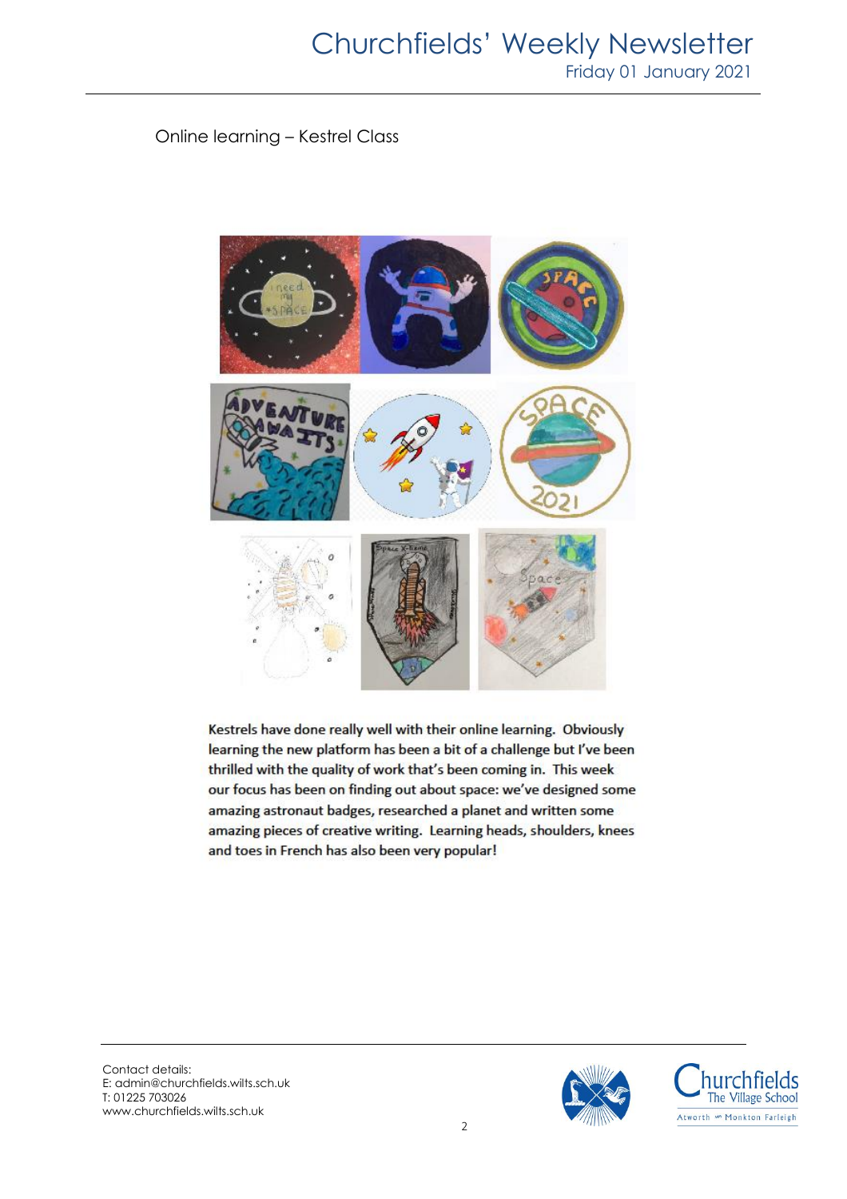Online learning – Kestrel Class

Kestrels have done really well with their online learning. Obviously learning the new platform has been a bit of a challenge but I've been thrilled with the quality of work that's been coming in. This week our focus has been on finding out about space: we've designed some amazing astronaut badges, researched a planet and written some amazing pieces of creative writing. Learning heads, shoulders, knees and toes in French has also been very popular!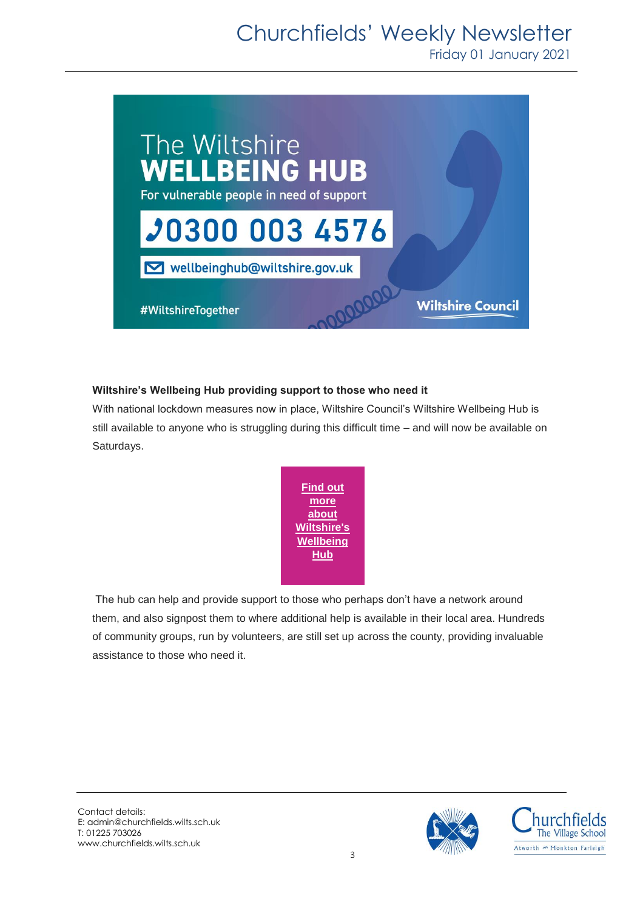The Wiltshire
**WELLBEING HUB**
For vulnerable people in need of support

0300 003 4576

wellbeinghub@wiltshire.gov.uk

#WiltshireTogether

Wiltshire Council

**Wiltshire's Wellbeing Hub providing support to those who need it**

With national lockdown measures now in place, Wiltshire Council's Wiltshire Wellbeing Hub is still available to anyone who is struggling during this difficult time – and will now be available on Saturdays.

**Find out more about Wiltshire's Wellbeing Hub**

The hub can help and provide support to those who perhaps don't have a network around them, and also signpost them to where additional help is available in their local area. Hundreds of community groups, run by volunteers, are still set up across the county, providing invaluable assistance to those who need it.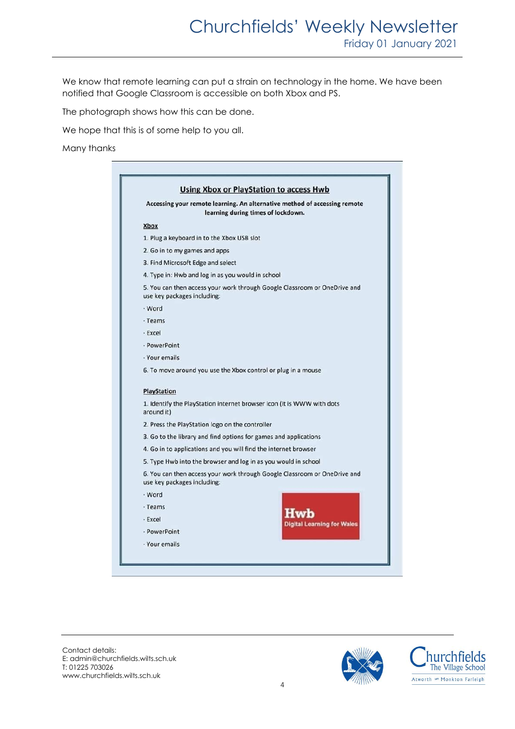We know that remote learning can put a strain on technology in the home. We have been notified that Google Classroom is accessible on both Xbox and PS.

The photograph shows how this can be done.

We hope that this is of some help to you all.

Many thanks

## Using Xbox or PlayStation to access Hwb

**Accessing your remote learning. An alternative method of accessing remote learning during times of lockdown.**

**Xbox**

1. Plug a keyboard in to the Xbox USB slot
2. Go in to my games and apps
3. Find Microsoft Edge and select
4. Type in: Hwb and log in as you would in school
5. You can then access your work through Google Classroom or OneDrive and use key packages including:
   - Word
   - Teams
   - Excel
   - PowerPoint
   - Your emails
6. To move around you use the Xbox control or plug in a mouse

**PlayStation**

1. Identify the PlayStation internet browser icon (it is WWW with dots around it)
2. Press the PlayStation logo on the controller
3. Go to the library and find options for games and applications
4. Go in to applications and you will find the internet browser
5. Type Hwb into the browser and log in as you would in school
6. You can then access your work through Google Classroom or OneDrive and use key packages including:
   - Word
   - Teams
   - Excel
   - PowerPoint
   - Your emails

Hwb
Digital Learning for Wales

Contact details:
E: admin@churchfields.wilts.sch.uk
T: 01225 703026
www.churchfields.wilts.sch.uk